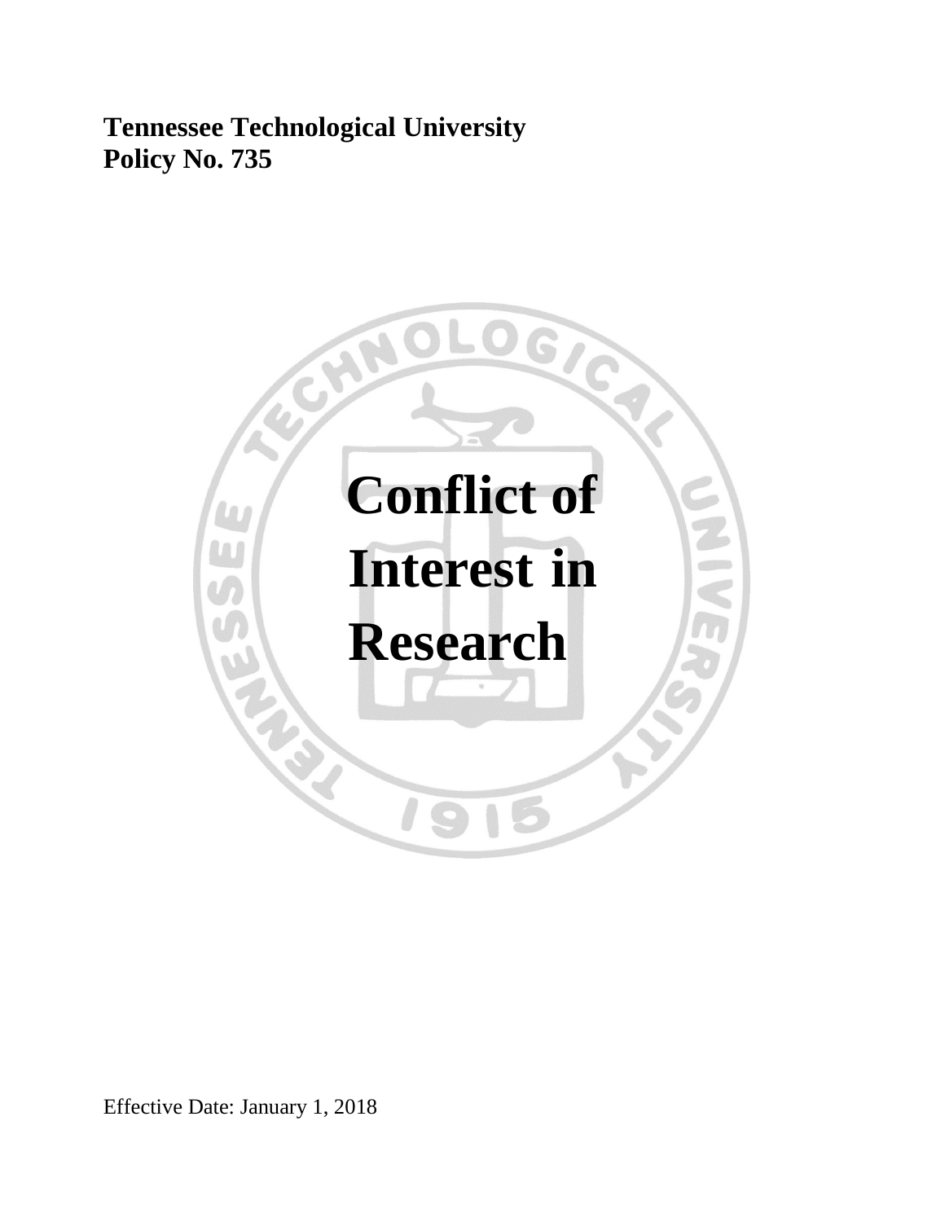**Tennessee Technological University**
**Policy No. 735**

# Conflict of Interest in Research

Effective Date: January 1, 2018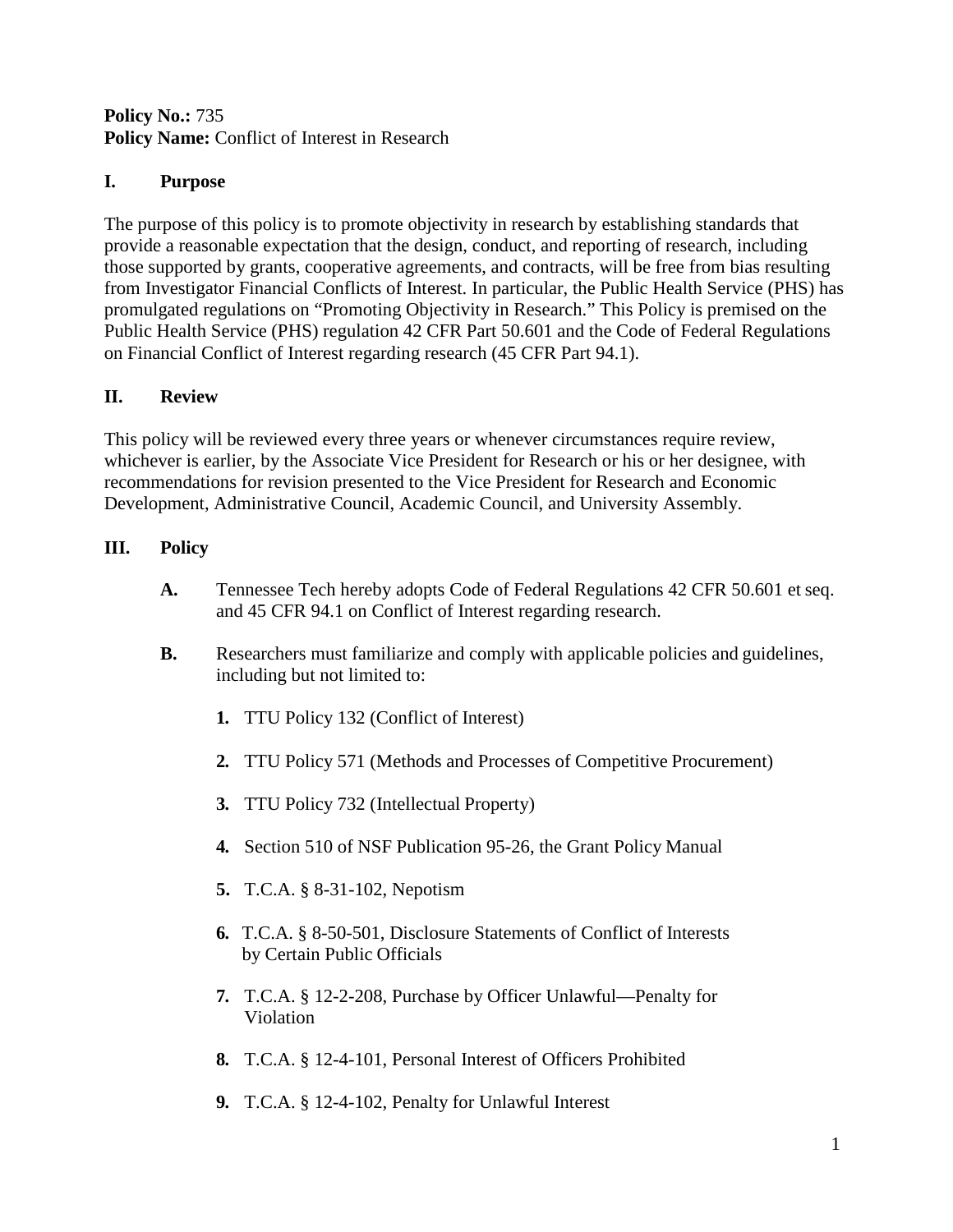**Policy No.:** 735
**Policy Name:** Conflict of Interest in Research

## I. Purpose

The purpose of this policy is to promote objectivity in research by establishing standards that provide a reasonable expectation that the design, conduct, and reporting of research, including those supported by grants, cooperative agreements, and contracts, will be free from bias resulting from Investigator Financial Conflicts of Interest. In particular, the Public Health Service (PHS) has promulgated regulations on "Promoting Objectivity in Research." This Policy is premised on the Public Health Service (PHS) regulation 42 CFR Part 50.601 and the Code of Federal Regulations on Financial Conflict of Interest regarding research (45 CFR Part 94.1).

## II. Review

This policy will be reviewed every three years or whenever circumstances require review, whichever is earlier, by the Associate Vice President for Research or his or her designee, with recommendations for revision presented to the Vice President for Research and Economic Development, Administrative Council, Academic Council, and University Assembly.

## III. Policy

**A.** Tennessee Tech hereby adopts Code of Federal Regulations 42 CFR 50.601 et seq. and 45 CFR 94.1 on Conflict of Interest regarding research.

**B.** Researchers must familiarize and comply with applicable policies and guidelines, including but not limited to:

1. TTU Policy 132 (Conflict of Interest)
2. TTU Policy 571 (Methods and Processes of Competitive Procurement)
3. TTU Policy 732 (Intellectual Property)
4. Section 510 of NSF Publication 95-26, the Grant Policy Manual
5. T.C.A. § 8-31-102, Nepotism
6. T.C.A. § 8-50-501, Disclosure Statements of Conflict of Interests by Certain Public Officials
7. T.C.A. § 12-2-208, Purchase by Officer Unlawful—Penalty for Violation
8. T.C.A. § 12-4-101, Personal Interest of Officers Prohibited
9. T.C.A. § 12-4-102, Penalty for Unlawful Interest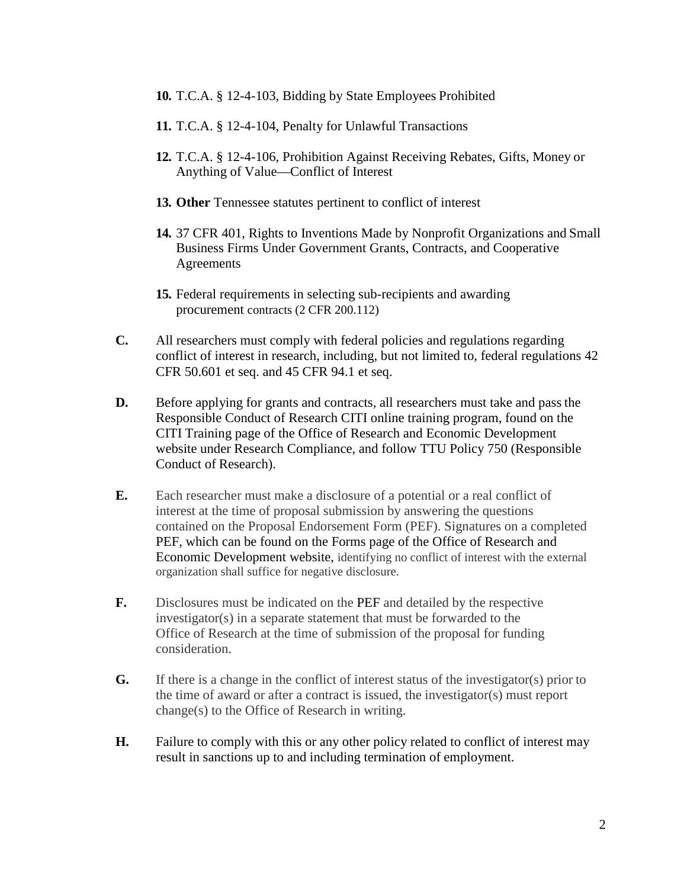**10.** T.C.A. § 12-4-103, Bidding by State Employees Prohibited

**11.** T.C.A. § 12-4-104, Penalty for Unlawful Transactions

**12.** T.C.A. § 12-4-106, Prohibition Against Receiving Rebates, Gifts, Money or Anything of Value—Conflict of Interest

**13.** **Other** Tennessee statutes pertinent to conflict of interest

**14.** 37 CFR 401, Rights to Inventions Made by Nonprofit Organizations and Small Business Firms Under Government Grants, Contracts, and Cooperative Agreements

**15.** Federal requirements in selecting sub-recipients and awarding procurement contracts (2 CFR 200.112)

**C.** All researchers must comply with federal policies and regulations regarding conflict of interest in research, including, but not limited to, federal regulations 42 CFR 50.601 et seq. and 45 CFR 94.1 et seq.

**D.** Before applying for grants and contracts, all researchers must take and pass the Responsible Conduct of Research CITI online training program, found on the CITI Training page of the Office of Research and Economic Development website under Research Compliance, and follow TTU Policy 750 (Responsible Conduct of Research).

**E.** Each researcher must make a disclosure of a potential or a real conflict of interest at the time of proposal submission by answering the questions contained on the Proposal Endorsement Form (PEF). Signatures on a completed PEF, which can be found on the Forms page of the Office of Research and Economic Development website, identifying no conflict of interest with the external organization shall suffice for negative disclosure.

**F.** Disclosures must be indicated on the PEF and detailed by the respective investigator(s) in a separate statement that must be forwarded to the Office of Research at the time of submission of the proposal for funding consideration.

**G.** If there is a change in the conflict of interest status of the investigator(s) prior to the time of award or after a contract is issued, the investigator(s) must report change(s) to the Office of Research in writing.

**H.** Failure to comply with this or any other policy related to conflict of interest may result in sanctions up to and including termination of employment.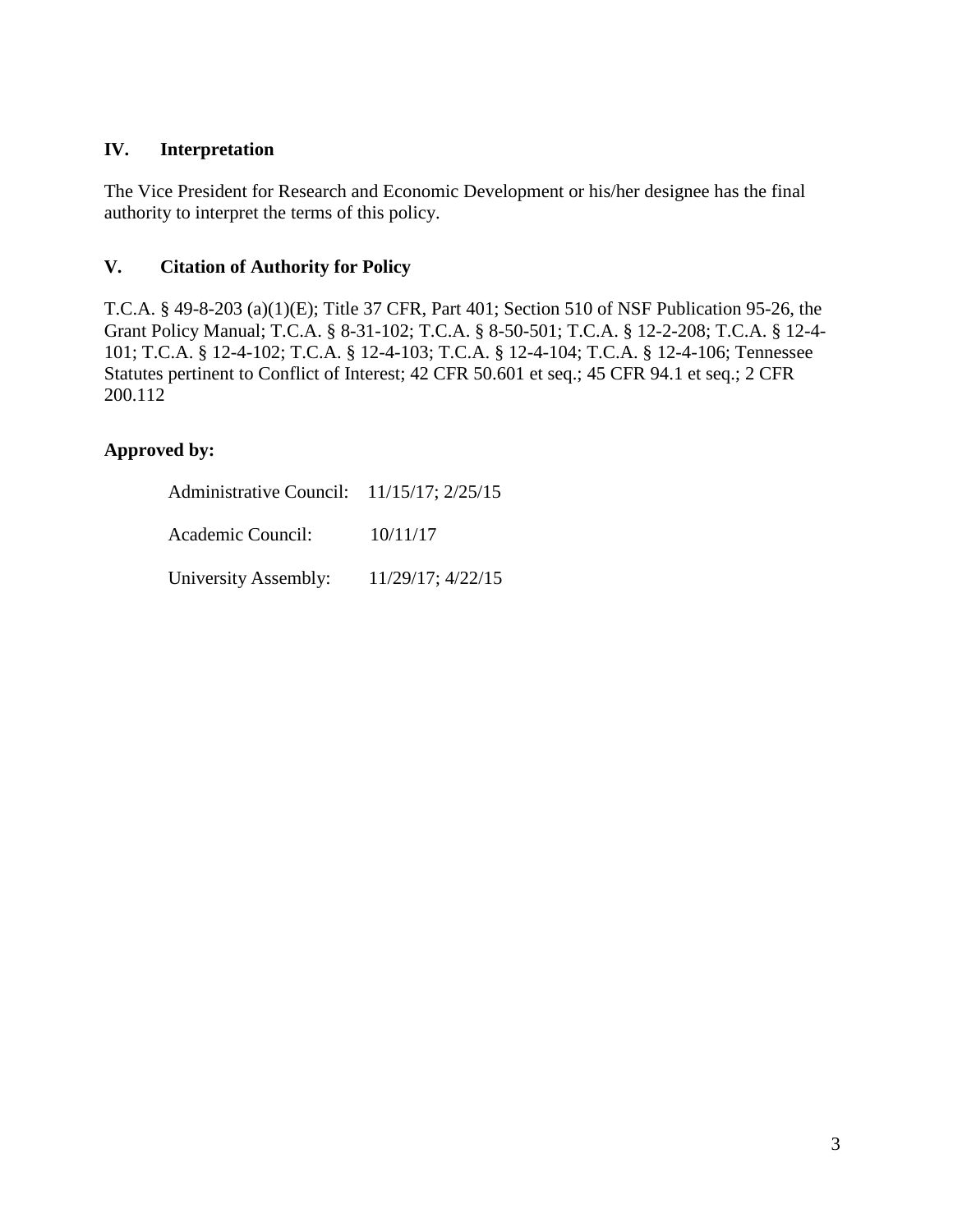## IV. Interpretation

The Vice President for Research and Economic Development or his/her designee has the final authority to interpret the terms of this policy.

## V. Citation of Authority for Policy

T.C.A. § 49-8-203 (a)(1)(E); Title 37 CFR, Part 401; Section 510 of NSF Publication 95-26, the Grant Policy Manual; T.C.A. § 8-31-102; T.C.A. § 8-50-501; T.C.A. § 12-2-208; T.C.A. § 12-4-101; T.C.A. § 12-4-102; T.C.A. § 12-4-103; T.C.A. § 12-4-104; T.C.A. § 12-4-106; Tennessee Statutes pertinent to Conflict of Interest; 42 CFR 50.601 et seq.; 45 CFR 94.1 et seq.; 2 CFR 200.112

**Approved by:**

| | |
|---|---|
| Administrative Council: | 11/15/17; 2/25/15 |
| Academic Council: | 10/11/17 |
| University Assembly: | 11/29/17; 4/22/15 |